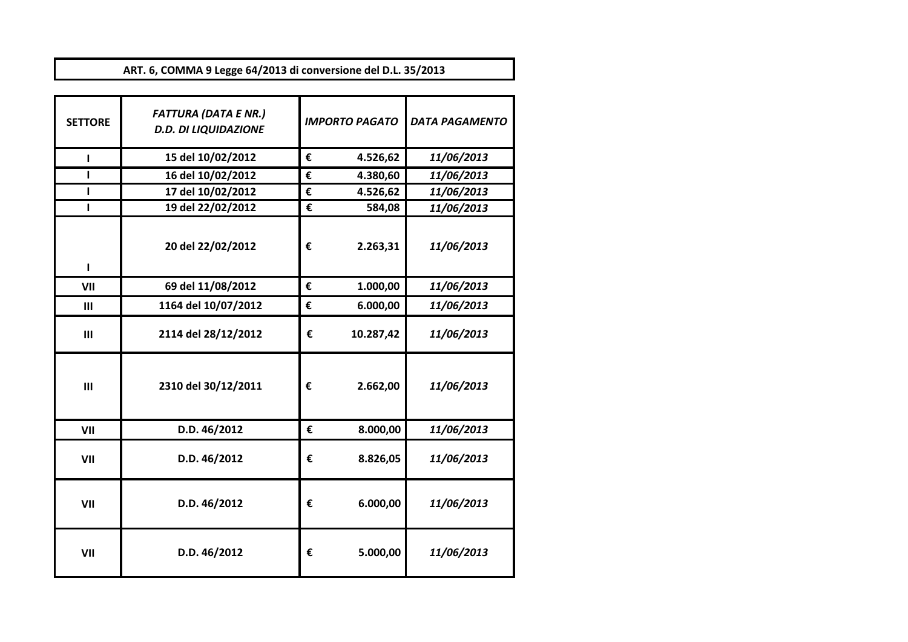**ART. 6, COMMA 9 Legge 64/2013 di conversione del D.L. 35/2013**

| **SETTORE** | ***FATTURA (DATA E NR.) D.D. DI LIQUIDAZIONE*** | ***IMPORTO PAGATO*** | ***DATA PAGAMENTO*** |
|---|---|---|---|
| **I** | **15 del 10/02/2012** | **€ 4.526,62** | ***11/06/2013*** |
| **I** | **16 del 10/02/2012** | **€ 4.380,60** | ***11/06/2013*** |
| **I** | **17 del 10/02/2012** | **€ 4.526,62** | ***11/06/2013*** |
| **I** | **19 del 22/02/2012** | **€ 584,08** | ***11/06/2013*** |
| **I** | **20 del 22/02/2012** | **€ 2.263,31** | ***11/06/2013*** |
| **VII** | **69 del 11/08/2012** | **€ 1.000,00** | ***11/06/2013*** |
| **III** | **1164 del 10/07/2012** | **€ 6.000,00** | ***11/06/2013*** |
| **III** | **2114 del 28/12/2012** | **€ 10.287,42** | ***11/06/2013*** |
| **III** | **2310 del 30/12/2011** | **€ 2.662,00** | ***11/06/2013*** |
| **VII** | **D.D. 46/2012** | **€ 8.000,00** | ***11/06/2013*** |
| **VII** | **D.D. 46/2012** | **€ 8.826,05** | ***11/06/2013*** |
| **VII** | **D.D. 46/2012** | **€ 6.000,00** | ***11/06/2013*** |
| **VII** | **D.D. 46/2012** | **€ 5.000,00** | ***11/06/2013*** |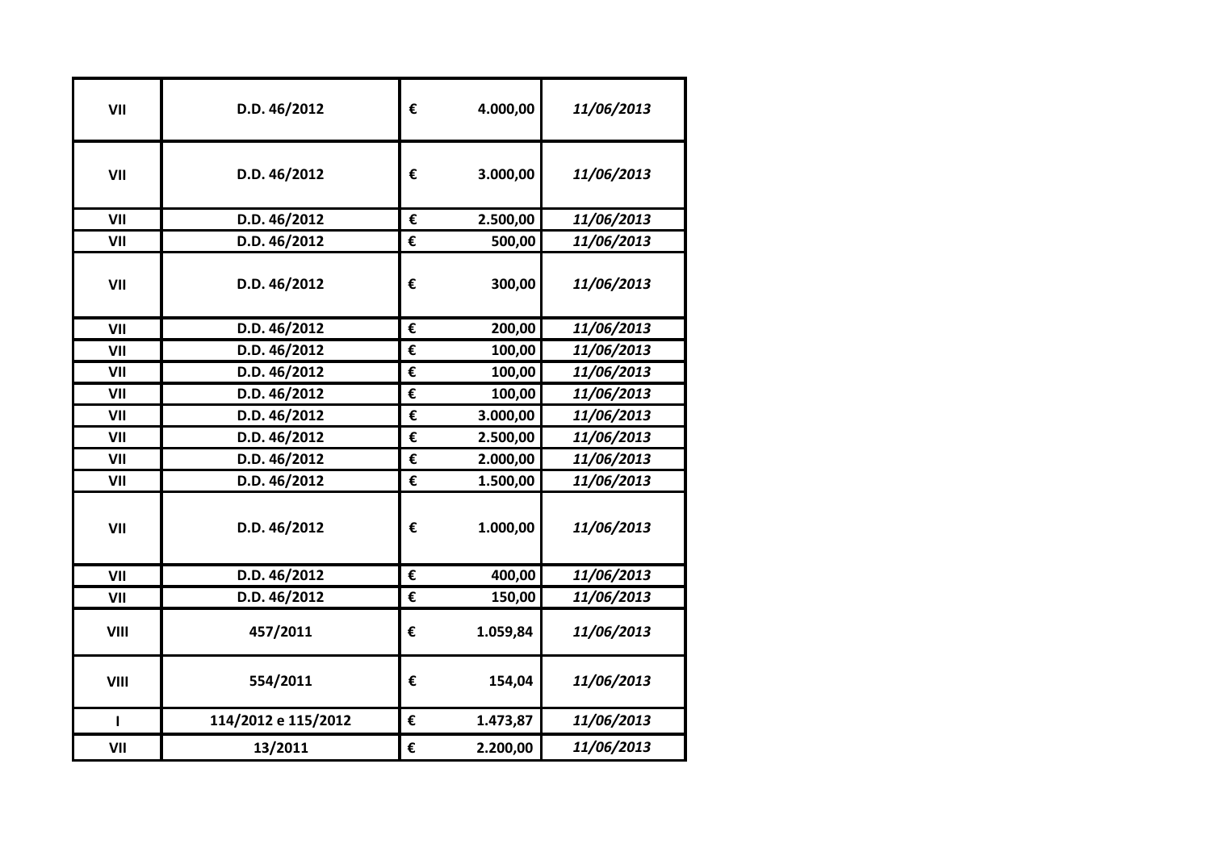| | | | |
|---|---|---|---|
| **VII** | **D.D. 46/2012** | **€ 4.000,00** | ***11/06/2013*** |
| **VII** | **D.D. 46/2012** | **€ 3.000,00** | ***11/06/2013*** |
| **VII** | **D.D. 46/2012** | **€ 2.500,00** | ***11/06/2013*** |
| **VII** | **D.D. 46/2012** | **€ 500,00** | ***11/06/2013*** |
| **VII** | **D.D. 46/2012** | **€ 300,00** | ***11/06/2013*** |
| **VII** | **D.D. 46/2012** | **€ 200,00** | ***11/06/2013*** |
| **VII** | **D.D. 46/2012** | **€ 100,00** | ***11/06/2013*** |
| **VII** | **D.D. 46/2012** | **€ 100,00** | ***11/06/2013*** |
| **VII** | **D.D. 46/2012** | **€ 100,00** | ***11/06/2013*** |
| **VII** | **D.D. 46/2012** | **€ 3.000,00** | ***11/06/2013*** |
| **VII** | **D.D. 46/2012** | **€ 2.500,00** | ***11/06/2013*** |
| **VII** | **D.D. 46/2012** | **€ 2.000,00** | ***11/06/2013*** |
| **VII** | **D.D. 46/2012** | **€ 1.500,00** | ***11/06/2013*** |
| **VII** | **D.D. 46/2012** | **€ 1.000,00** | ***11/06/2013*** |
| **VII** | **D.D. 46/2012** | **€ 400,00** | ***11/06/2013*** |
| **VII** | **D.D. 46/2012** | **€ 150,00** | ***11/06/2013*** |
| **VIII** | **457/2011** | **€ 1.059,84** | ***11/06/2013*** |
| **VIII** | **554/2011** | **€ 154,04** | ***11/06/2013*** |
| **I** | **114/2012 e 115/2012** | **€ 1.473,87** | ***11/06/2013*** |
| **VII** | **13/2011** | **€ 2.200,00** | ***11/06/2013*** |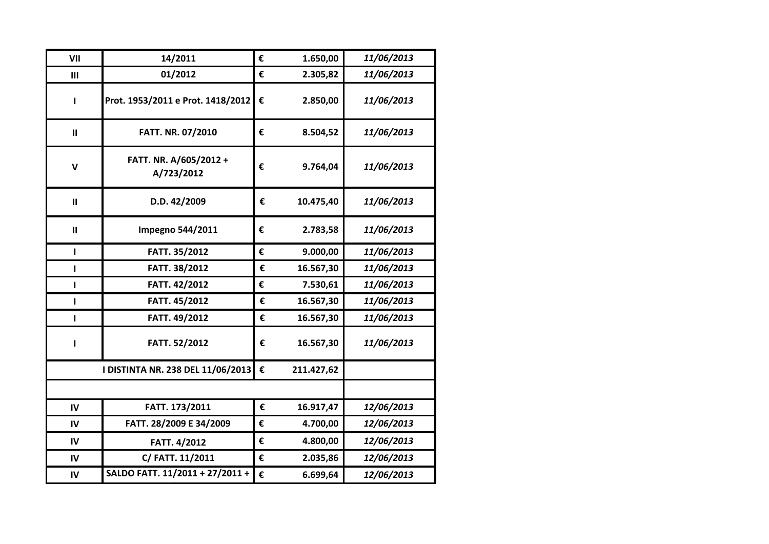| | | | | |
|---|---|---|---|---|
| VII | 14/2011 | € | 1.650,00 | *11/06/2013* |
| III | 01/2012 | € | 2.305,82 | *11/06/2013* |
| I | Prot. 1953/2011 e Prot. 1418/2012 | € | 2.850,00 | *11/06/2013* |
| II | FATT. NR. 07/2010 | € | 8.504,52 | *11/06/2013* |
| V | FATT. NR. A/605/2012 + A/723/2012 | € | 9.764,04 | *11/06/2013* |
| II | D.D. 42/2009 | € | 10.475,40 | *11/06/2013* |
| II | Impegno 544/2011 | € | 2.783,58 | *11/06/2013* |
| I | FATT. 35/2012 | € | 9.000,00 | *11/06/2013* |
| I | FATT. 38/2012 | € | 16.567,30 | *11/06/2013* |
| I | FATT. 42/2012 | € | 7.530,61 | *11/06/2013* |
| I | FATT. 45/2012 | € | 16.567,30 | *11/06/2013* |
| I | FATT. 49/2012 | € | 16.567,30 | *11/06/2013* |
| I | FATT. 52/2012 | € | 16.567,30 | *11/06/2013* |
| | I DISTINTA NR. 238 DEL 11/06/2013 | € | 211.427,62 | |
| | | | | |
| IV | FATT. 173/2011 | € | 16.917,47 | *12/06/2013* |
| IV | FATT. 28/2009 E 34/2009 | € | 4.700,00 | *12/06/2013* |
| IV | FATT. 4/2012 | € | 4.800,00 | *12/06/2013* |
| IV | C/ FATT. 11/2011 | € | 2.035,86 | *12/06/2013* |
| IV | SALDO FATT. 11/2011 + 27/2011 + | € | 6.699,64 | *12/06/2013* |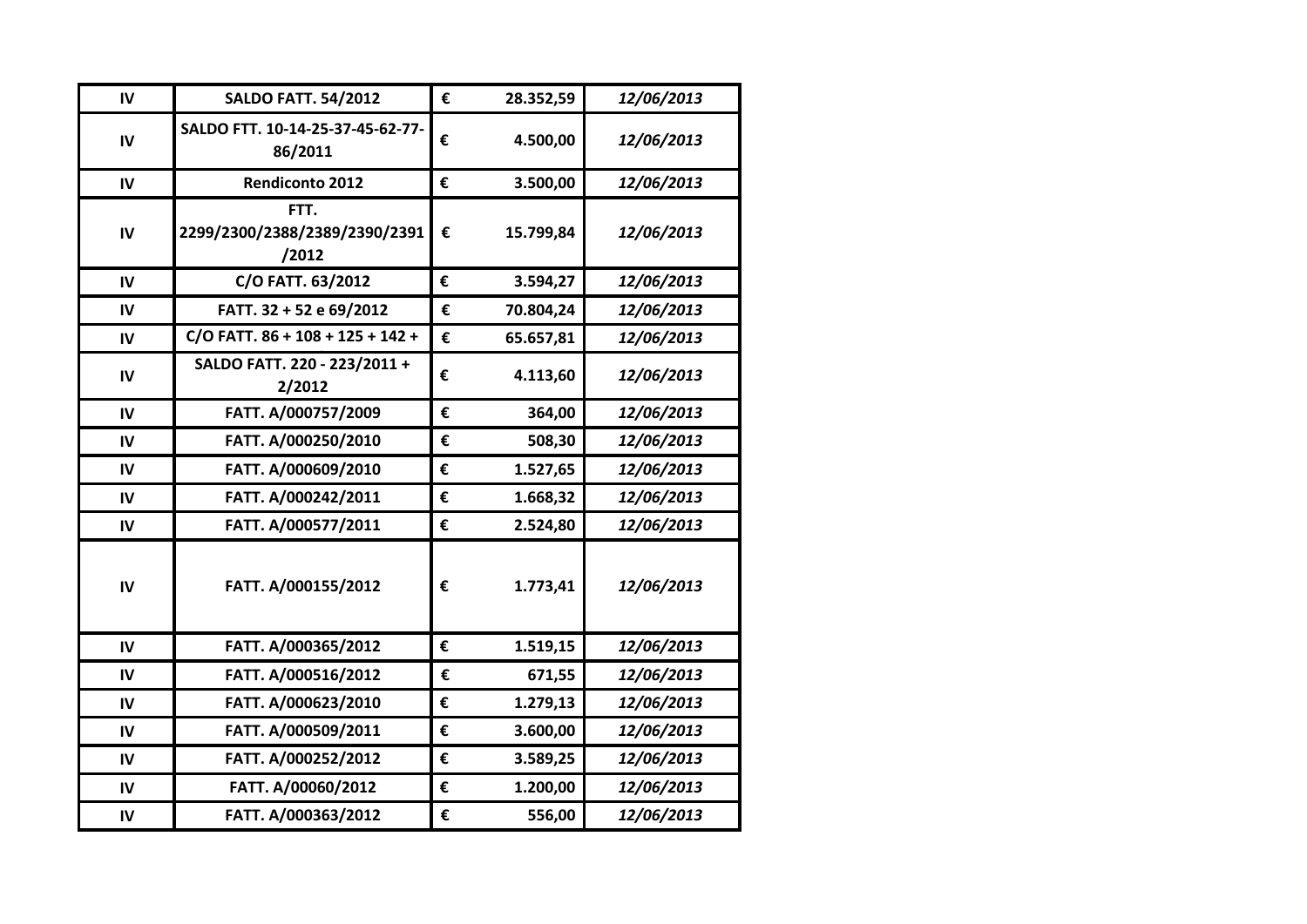| IV | **SALDO FATT. 54/2012** | € | 28.352,59 | *12/06/2013* |
|---|---|---|---|---|
| IV | **SALDO FTT. 10-14-25-37-45-62-77-86/2011** | € | 4.500,00 | *12/06/2013* |
| IV | **Rendiconto 2012** | € | 3.500,00 | *12/06/2013* |
| IV | **FTT. 2299/2300/2388/2389/2390/2391/2012** | € | 15.799,84 | *12/06/2013* |
| IV | **C/O FATT. 63/2012** | € | 3.594,27 | *12/06/2013* |
| IV | **FATT. 32 + 52 e 69/2012** | € | 70.804,24 | *12/06/2013* |
| IV | **C/O FATT. 86 + 108 + 125 + 142 +** | € | 65.657,81 | *12/06/2013* |
| IV | **SALDO FATT. 220 - 223/2011 + 2/2012** | € | 4.113,60 | *12/06/2013* |
| IV | **FATT. A/000757/2009** | € | 364,00 | *12/06/2013* |
| IV | **FATT. A/000250/2010** | € | 508,30 | *12/06/2013* |
| IV | **FATT. A/000609/2010** | € | 1.527,65 | *12/06/2013* |
| IV | **FATT. A/000242/2011** | € | 1.668,32 | *12/06/2013* |
| IV | **FATT. A/000577/2011** | € | 2.524,80 | *12/06/2013* |
| IV | **FATT. A/000155/2012** | € | 1.773,41 | *12/06/2013* |
| IV | **FATT. A/000365/2012** | € | 1.519,15 | *12/06/2013* |
| IV | **FATT. A/000516/2012** | € | 671,55 | *12/06/2013* |
| IV | **FATT. A/000623/2010** | € | 1.279,13 | *12/06/2013* |
| IV | **FATT. A/000509/2011** | € | 3.600,00 | *12/06/2013* |
| IV | **FATT. A/000252/2012** | € | 3.589,25 | *12/06/2013* |
| IV | **FATT. A/00060/2012** | € | 1.200,00 | *12/06/2013* |
| IV | **FATT. A/000363/2012** | € | 556,00 | *12/06/2013* |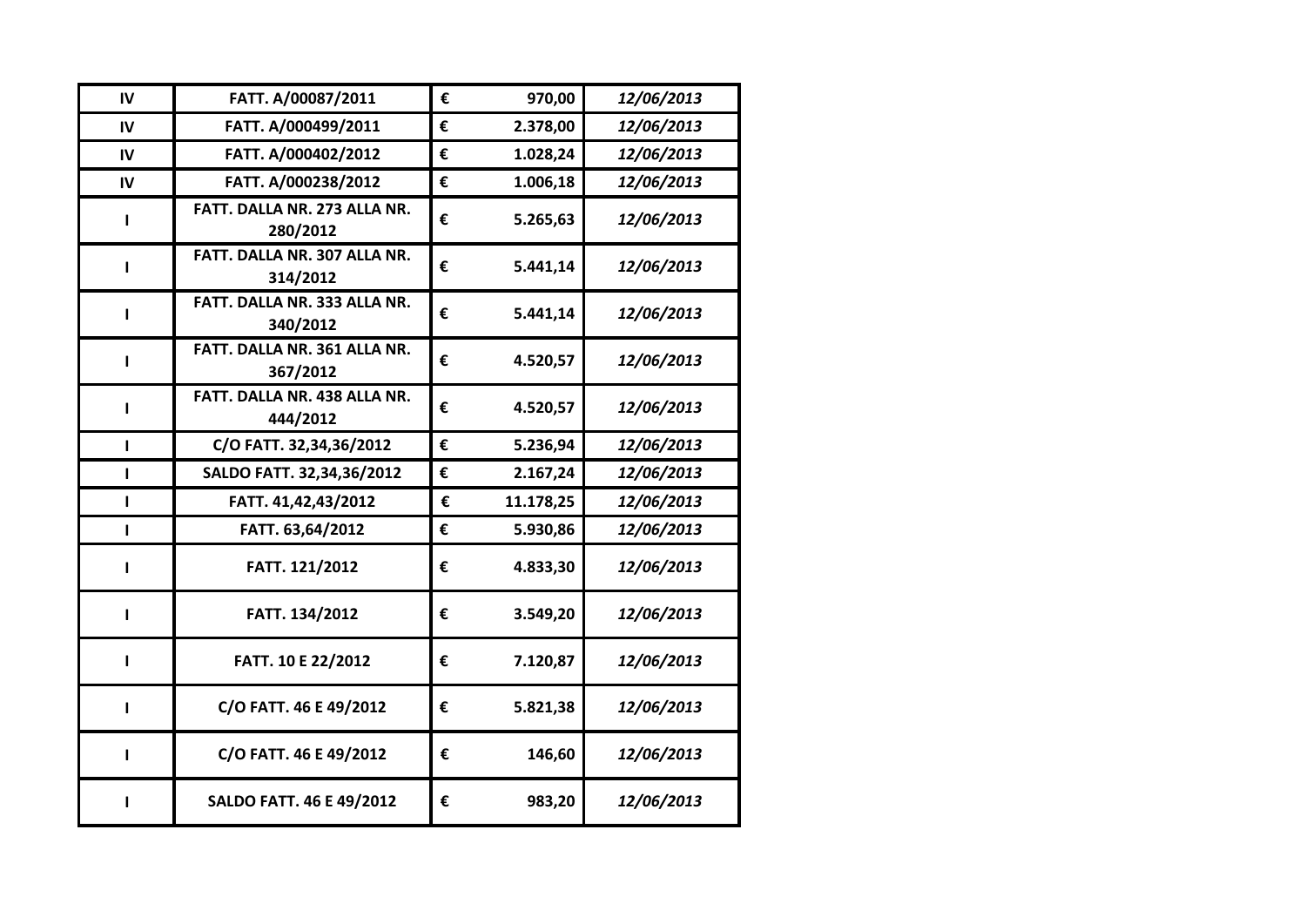| | | | | |
|---|---|---|---|---|
| IV | FATT. A/00087/2011 | € | 970,00 | *12/06/2013* |
| IV | FATT. A/000499/2011 | € | 2.378,00 | *12/06/2013* |
| IV | FATT. A/000402/2012 | € | 1.028,24 | *12/06/2013* |
| IV | FATT. A/000238/2012 | € | 1.006,18 | *12/06/2013* |
| I | FATT. DALLA NR. 273 ALLA NR. 280/2012 | € | 5.265,63 | *12/06/2013* |
| I | FATT. DALLA NR. 307 ALLA NR. 314/2012 | € | 5.441,14 | *12/06/2013* |
| I | FATT. DALLA NR. 333 ALLA NR. 340/2012 | € | 5.441,14 | *12/06/2013* |
| I | FATT. DALLA NR. 361 ALLA NR. 367/2012 | € | 4.520,57 | *12/06/2013* |
| I | FATT. DALLA NR. 438 ALLA NR. 444/2012 | € | 4.520,57 | *12/06/2013* |
| I | C/O FATT. 32,34,36/2012 | € | 5.236,94 | *12/06/2013* |
| I | SALDO FATT. 32,34,36/2012 | € | 2.167,24 | *12/06/2013* |
| I | FATT. 41,42,43/2012 | € | 11.178,25 | *12/06/2013* |
| I | FATT. 63,64/2012 | € | 5.930,86 | *12/06/2013* |
| I | FATT. 121/2012 | € | 4.833,30 | *12/06/2013* |
| I | FATT. 134/2012 | € | 3.549,20 | *12/06/2013* |
| I | FATT. 10 E 22/2012 | € | 7.120,87 | *12/06/2013* |
| I | C/O FATT. 46 E 49/2012 | € | 5.821,38 | *12/06/2013* |
| I | C/O FATT. 46 E 49/2012 | € | 146,60 | *12/06/2013* |
| I | SALDO FATT. 46 E 49/2012 | € | 983,20 | *12/06/2013* |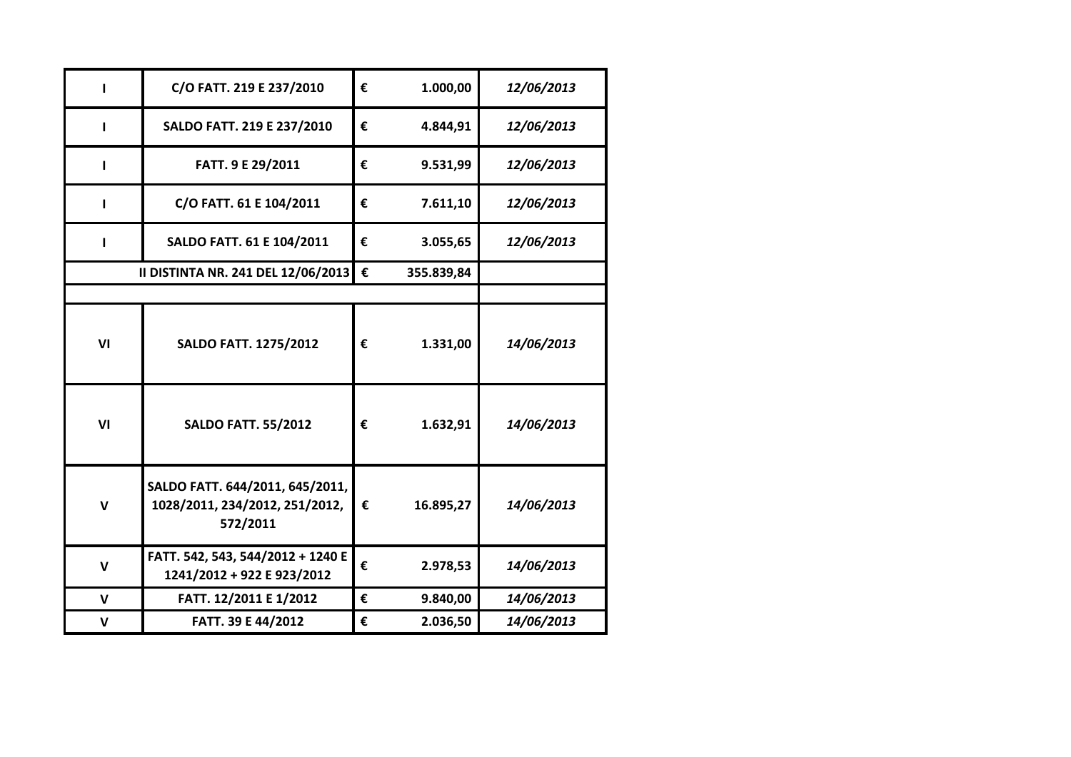| | | | |
|---|---|---|---|
| I | C/O FATT. 219 E 237/2010 | € 1.000,00 | *12/06/2013* |
| I | SALDO FATT. 219 E 237/2010 | € 4.844,91 | *12/06/2013* |
| I | FATT. 9 E 29/2011 | € 9.531,99 | *12/06/2013* |
| I | C/O FATT. 61 E 104/2011 | € 7.611,10 | *12/06/2013* |
| I | SALDO FATT. 61 E 104/2011 | € 3.055,65 | *12/06/2013* |
| | II DISTINTA NR. 241 DEL 12/06/2013 | € 355.839,84 | |
| | | | |
| VI | SALDO FATT. 1275/2012 | € 1.331,00 | *14/06/2013* |
| VI | SALDO FATT. 55/2012 | € 1.632,91 | *14/06/2013* |
| V | SALDO FATT. 644/2011, 645/2011, 1028/2011, 234/2012, 251/2012, 572/2011 | € 16.895,27 | *14/06/2013* |
| V | FATT. 542, 543, 544/2012 + 1240 E 1241/2012 + 922 E 923/2012 | € 2.978,53 | *14/06/2013* |
| V | FATT. 12/2011 E 1/2012 | € 9.840,00 | *14/06/2013* |
| V | FATT. 39 E 44/2012 | € 2.036,50 | *14/06/2013* |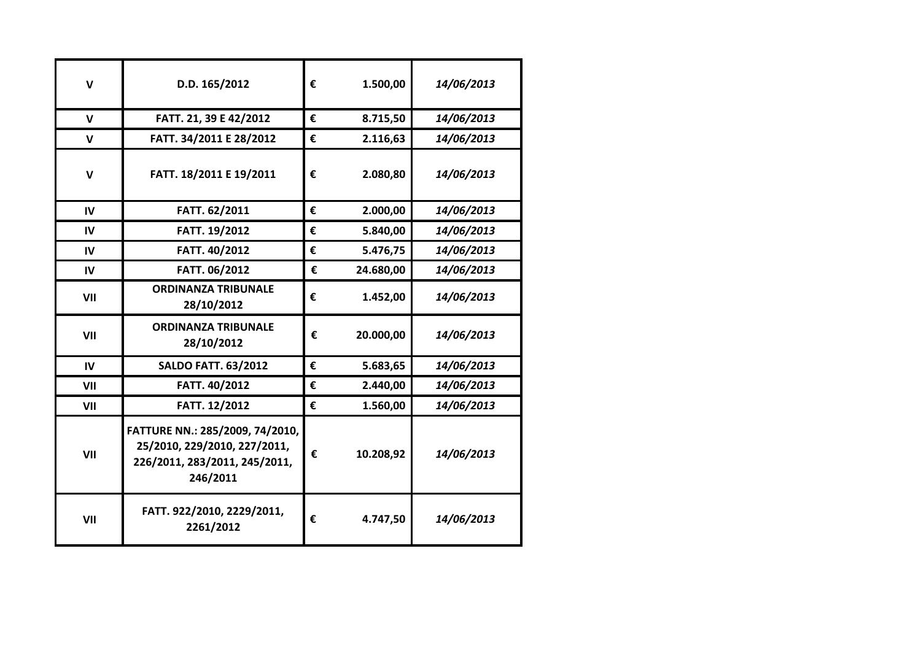| V | D.D. 165/2012 | € | 1.500,00 | *14/06/2013* |
|---|---|---|---|---|
| V | FATT. 21, 39 E 42/2012 | € | 8.715,50 | *14/06/2013* |
| V | FATT. 34/2011 E 28/2012 | € | 2.116,63 | *14/06/2013* |
| V | FATT. 18/2011 E 19/2011 | € | 2.080,80 | *14/06/2013* |
| IV | FATT. 62/2011 | € | 2.000,00 | *14/06/2013* |
| IV | FATT. 19/2012 | € | 5.840,00 | *14/06/2013* |
| IV | FATT. 40/2012 | € | 5.476,75 | *14/06/2013* |
| IV | FATT. 06/2012 | € | 24.680,00 | *14/06/2013* |
| VII | ORDINANZA TRIBUNALE 28/10/2012 | € | 1.452,00 | *14/06/2013* |
| VII | ORDINANZA TRIBUNALE 28/10/2012 | € | 20.000,00 | *14/06/2013* |
| IV | SALDO FATT. 63/2012 | € | 5.683,65 | *14/06/2013* |
| VII | FATT. 40/2012 | € | 2.440,00 | *14/06/2013* |
| VII | FATT. 12/2012 | € | 1.560,00 | *14/06/2013* |
| VII | FATTURE NN.: 285/2009, 74/2010, 25/2010, 229/2010, 227/2011, 226/2011, 283/2011, 245/2011, 246/2011 | € | 10.208,92 | *14/06/2013* |
| VII | FATT. 922/2010, 2229/2011, 2261/2012 | € | 4.747,50 | *14/06/2013* |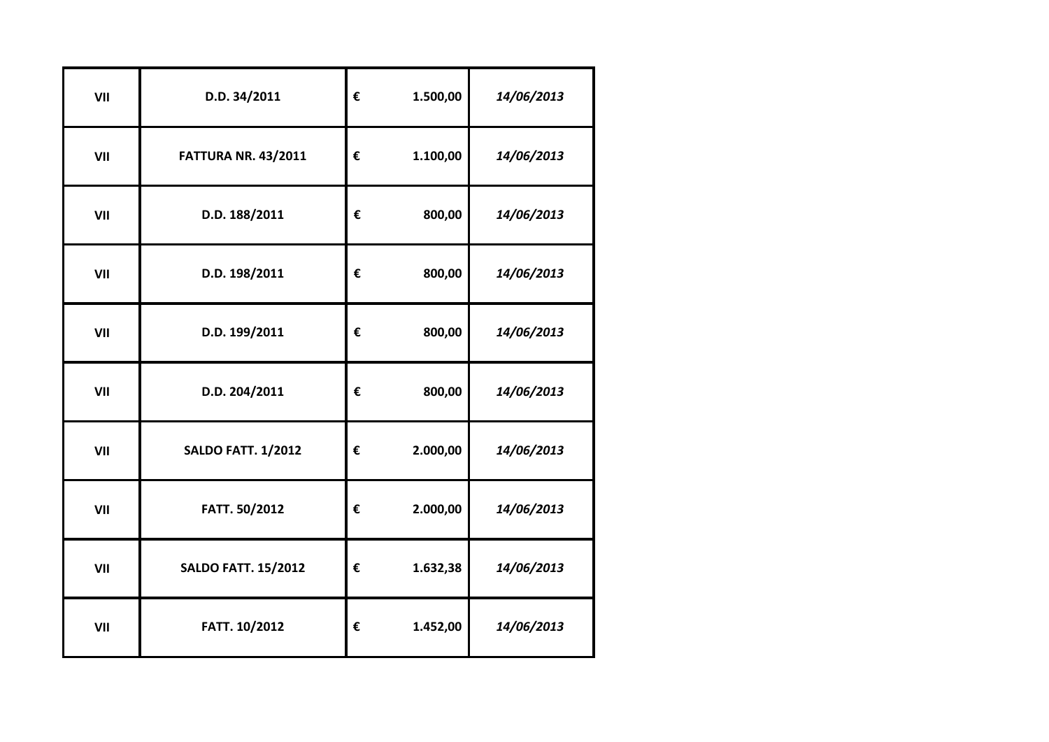| | | | |
|---|---|---|---|
| **VII** | **D.D. 34/2011** | **€ 1.500,00** | ***14/06/2013*** |
| **VII** | **FATTURA NR. 43/2011** | **€ 1.100,00** | ***14/06/2013*** |
| **VII** | **D.D. 188/2011** | **€ 800,00** | ***14/06/2013*** |
| **VII** | **D.D. 198/2011** | **€ 800,00** | ***14/06/2013*** |
| **VII** | **D.D. 199/2011** | **€ 800,00** | ***14/06/2013*** |
| **VII** | **D.D. 204/2011** | **€ 800,00** | ***14/06/2013*** |
| **VII** | **SALDO FATT. 1/2012** | **€ 2.000,00** | ***14/06/2013*** |
| **VII** | **FATT. 50/2012** | **€ 2.000,00** | ***14/06/2013*** |
| **VII** | **SALDO FATT. 15/2012** | **€ 1.632,38** | ***14/06/2013*** |
| **VII** | **FATT. 10/2012** | **€ 1.452,00** | ***14/06/2013*** |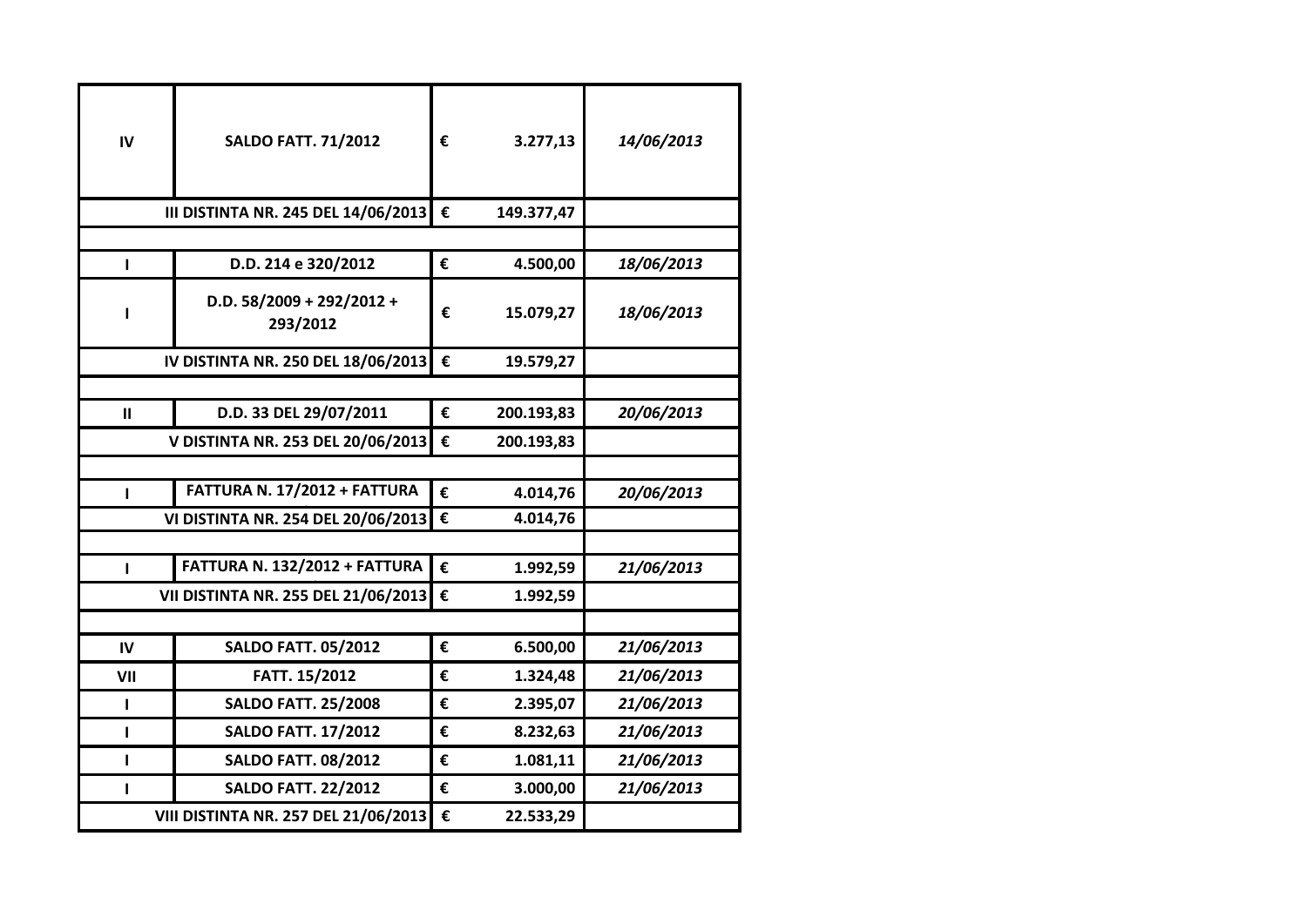| | | | | |
|---|---|---|---|---|
| IV | SALDO FATT. 71/2012 | € | 3.277,13 | *14/06/2013* |
| | III DISTINTA NR. 245 DEL 14/06/2013 | € | 149.377,47 | |
| | | | | |
| I | D.D. 214 e 320/2012 | € | 4.500,00 | *18/06/2013* |
| I | D.D. 58/2009 + 292/2012 + 293/2012 | € | 15.079,27 | *18/06/2013* |
| | IV DISTINTA NR. 250 DEL 18/06/2013 | € | 19.579,27 | |
| | | | | |
| II | D.D. 33 DEL 29/07/2011 | € | 200.193,83 | *20/06/2013* |
| | V DISTINTA NR. 253 DEL 20/06/2013 | € | 200.193,83 | |
| | | | | |
| I | FATTURA N. 17/2012 + FATTURA | € | 4.014,76 | *20/06/2013* |
| | VI DISTINTA NR. 254 DEL 20/06/2013 | € | 4.014,76 | |
| | | | | |
| I | FATTURA N. 132/2012 + FATTURA | € | 1.992,59 | *21/06/2013* |
| | VII DISTINTA NR. 255 DEL 21/06/2013 | € | 1.992,59 | |
| | | | | |
| IV | SALDO FATT. 05/2012 | € | 6.500,00 | *21/06/2013* |
| VII | FATT. 15/2012 | € | 1.324,48 | *21/06/2013* |
| I | SALDO FATT. 25/2008 | € | 2.395,07 | *21/06/2013* |
| I | SALDO FATT. 17/2012 | € | 8.232,63 | *21/06/2013* |
| I | SALDO FATT. 08/2012 | € | 1.081,11 | *21/06/2013* |
| I | SALDO FATT. 22/2012 | € | 3.000,00 | *21/06/2013* |
| | VIII DISTINTA NR. 257 DEL 21/06/2013 | € | 22.533,29 | |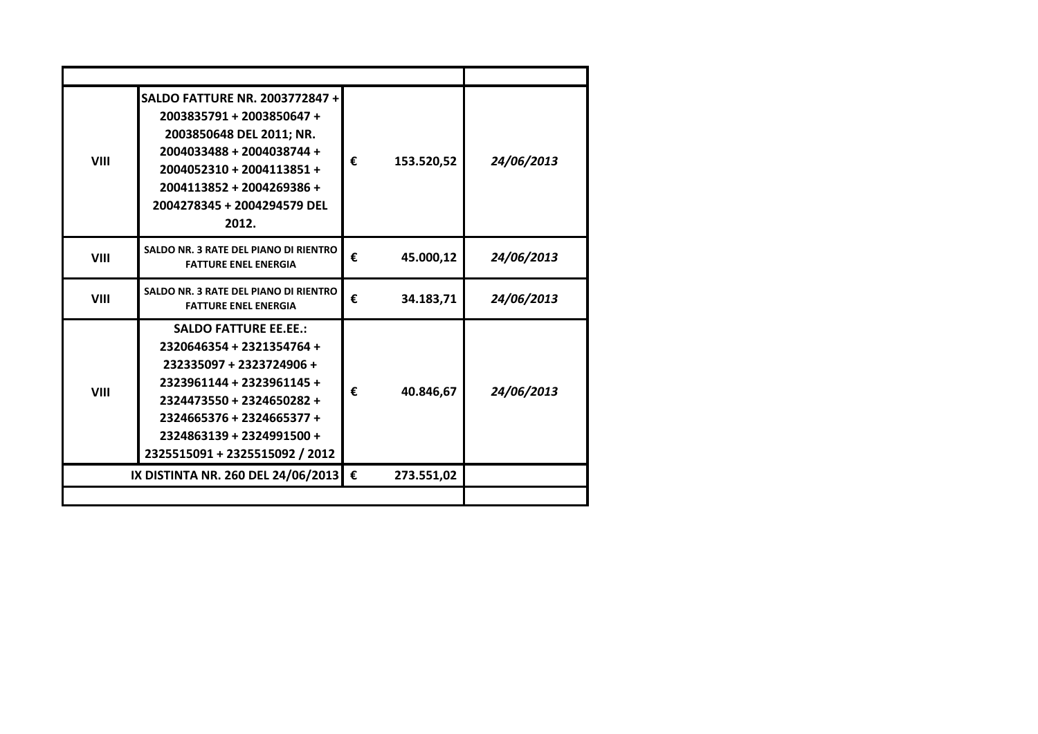| | | | | |
|---|---|---|---|---|
| | | | | |
| VIII | SALDO FATTURE NR. 2003772847 + 2003835791 + 2003850647 + 2003850648 DEL 2011; NR. 2004033488 + 2004038744 + 2004052310 + 2004113851 + 2004113852 + 2004269386 + 2004278345 + 2004294579 DEL 2012. | € | 153.520,52 | *24/06/2013* |
| VIII | SALDO NR. 3 RATE DEL PIANO DI RIENTRO FATTURE ENEL ENERGIA | € | 45.000,12 | *24/06/2013* |
| VIII | SALDO NR. 3 RATE DEL PIANO DI RIENTRO FATTURE ENEL ENERGIA | € | 34.183,71 | *24/06/2013* |
| VIII | SALDO FATTURE EE.EE.: 2320646354 + 2321354764 + 232335097 + 2323724906 + 2323961144 + 2323961145 + 2324473550 + 2324650282 + 2324665376 + 2324665377 + 2324863139 + 2324991500 + 2325515091 + 2325515092 / 2012 | € | 40.846,67 | *24/06/2013* |
| | IX DISTINTA NR. 260 DEL 24/06/2013 | € | 273.551,02 | |
| | | | | |